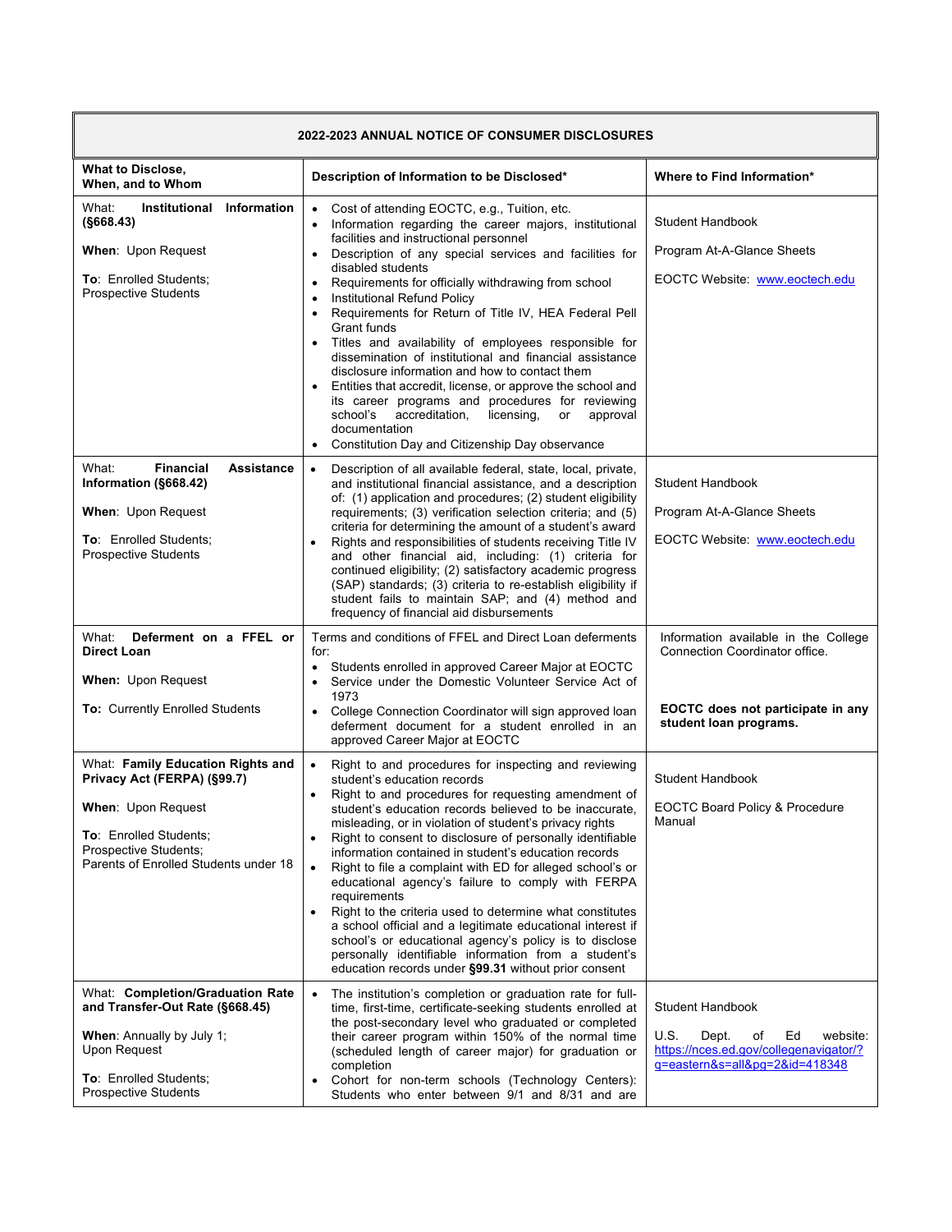| 2022-2023 ANNUAL NOTICE OF CONSUMER DISCLOSURES | | |
|---|---|---|
| **What to Disclose, When, and to Whom** | **Description of Information to be Disclosed*** | **Where to Find Information*** |
| What: **Institutional Information (§668.43)**<br><br>**When**: Upon Request<br><br>**To**: Enrolled Students; Prospective Students | • Cost of attending EOCTC, e.g., Tuition, etc.<br>• Information regarding the career majors, institutional facilities and instructional personnel<br>• Description of any special services and facilities for disabled students<br>• Requirements for officially withdrawing from school<br>• Institutional Refund Policy<br>• Requirements for Return of Title IV, HEA Federal Pell Grant funds<br>• Titles and availability of employees responsible for dissemination of institutional and financial assistance disclosure information and how to contact them<br>• Entities that accredit, license, or approve the school and its career programs and procedures for reviewing school's accreditation, licensing, or approval documentation<br>• Constitution Day and Citizenship Day observance | Student Handbook<br><br>Program At-A-Glance Sheets<br><br>EOCTC Website: www.eoctech.edu |
| What: **Financial Assistance Information (§668.42)**<br><br>**When**: Upon Request<br><br>**To**: Enrolled Students; Prospective Students | • Description of all available federal, state, local, private, and institutional financial assistance, and a description of: (1) application and procedures; (2) student eligibility requirements; (3) verification selection criteria; and (5) criteria for determining the amount of a student's award<br>• Rights and responsibilities of students receiving Title IV and other financial aid, including: (1) criteria for continued eligibility; (2) satisfactory academic progress (SAP) standards; (3) criteria to re-establish eligibility if student fails to maintain SAP; and (4) method and frequency of financial aid disbursements | Student Handbook<br><br>Program At-A-Glance Sheets<br><br>EOCTC Website: www.eoctech.edu |
| What: **Deferment on a FFEL or Direct Loan**<br><br>**When:** Upon Request<br><br>**To:** Currently Enrolled Students | Terms and conditions of FFEL and Direct Loan deferments for:<br>• Students enrolled in approved Career Major at EOCTC<br>• Service under the Domestic Volunteer Service Act of 1973<br>• College Connection Coordinator will sign approved loan deferment document for a student enrolled in an approved Career Major at EOCTC | Information available in the College Connection Coordinator office.<br><br>**EOCTC does not participate in any student loan programs.** |
| What: **Family Education Rights and Privacy Act (FERPA) (§99.7)**<br><br>**When**: Upon Request<br><br>**To**: Enrolled Students; Prospective Students; Parents of Enrolled Students under 18 | • Right to and procedures for inspecting and reviewing student's education records<br>• Right to and procedures for requesting amendment of student's education records believed to be inaccurate, misleading, or in violation of student's privacy rights<br>• Right to consent to disclosure of personally identifiable information contained in student's education records<br>• Right to file a complaint with ED for alleged school's or educational agency's failure to comply with FERPA requirements<br>• Right to the criteria used to determine what constitutes a school official and a legitimate educational interest if school's or educational agency's policy is to disclose personally identifiable information from a student's education records under **§99.31** without prior consent | Student Handbook<br><br>EOCTC Board Policy & Procedure Manual |
| What: **Completion/Graduation Rate and Transfer-Out Rate (§668.45)**<br><br>**When**: Annually by July 1; Upon Request<br><br>**To**: Enrolled Students; Prospective Students | • The institution's completion or graduation rate for full-time, first-time, certificate-seeking students enrolled at the post-secondary level who graduated or completed their career program within 150% of the normal time (scheduled length of career major) for graduation or completion<br>• Cohort for non-term schools (Technology Centers): Students who enter between 9/1 and 8/31 and are | Student Handbook<br><br>U.S. Dept. of Ed website: https://nces.ed.gov/collegenavigator/?q=eastern&s=all&pg=2&id=418348 |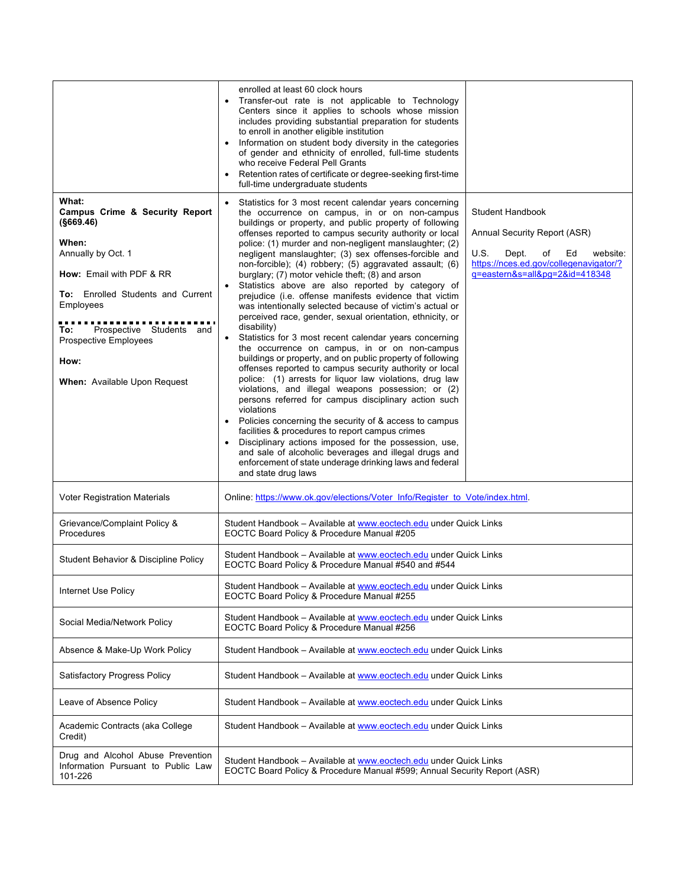| | | |
|---|---|---|
| | enrolled at least 60 clock hours<br>• Transfer-out rate is not applicable to Technology Centers since it applies to schools whose mission includes providing substantial preparation for students to enroll in another eligible institution<br>• Information on student body diversity in the categories of gender and ethnicity of enrolled, full-time students who receive Federal Pell Grants<br>• Retention rates of certificate or degree-seeking first-time full-time undergraduate students | |
| **What:**<br>**Campus Crime & Security Report (§669.46)**<br><br>**When:**<br>Annually by Oct. 1<br><br>**How:** Email with PDF & RR<br><br>**To:** Enrolled Students and Current Employees<br><br>**To:** Prospective Students and Prospective Employees<br><br>**How:**<br><br>**When:** Available Upon Request | • Statistics for 3 most recent calendar years concerning the occurrence on campus, in or on non-campus buildings or property, and public property of following offenses reported to campus security authority or local police: (1) murder and non-negligent manslaughter; (2) negligent manslaughter; (3) sex offenses-forcible and non-forcible); (4) robbery; (5) aggravated assault; (6) burglary; (7) motor vehicle theft; (8) and arson<br>• Statistics above are also reported by category of prejudice (i.e. offense manifests evidence that victim was intentionally selected because of victim's actual or perceived race, gender, sexual orientation, ethnicity, or disability)<br>• Statistics for 3 most recent calendar years concerning the occurrence on campus, in or on non-campus buildings or property, and on public property of following offenses reported to campus security authority or local police: (1) arrests for liquor law violations, drug law violations, and illegal weapons possession; or (2) persons referred for campus disciplinary action such violations<br>• Policies concerning the security of & access to campus facilities & procedures to report campus crimes<br>• Disciplinary actions imposed for the possession, use, and sale of alcoholic beverages and illegal drugs and enforcement of state underage drinking laws and federal and state drug laws | Student Handbook<br><br>Annual Security Report (ASR)<br><br>U.S. Dept. of Ed website: https://nces.ed.gov/collegenavigator/?q=eastern&s=all&pg=2&id=418348 |
| Voter Registration Materials | Online: https://www.ok.gov/elections/Voter_Info/Register_to_Vote/index.html. | |
| Grievance/Complaint Policy & Procedures | Student Handbook – Available at www.eoctech.edu under Quick Links<br>EOCTC Board Policy & Procedure Manual #205 | |
| Student Behavior & Discipline Policy | Student Handbook – Available at www.eoctech.edu under Quick Links<br>EOCTC Board Policy & Procedure Manual #540 and #544 | |
| Internet Use Policy | Student Handbook – Available at www.eoctech.edu under Quick Links<br>EOCTC Board Policy & Procedure Manual #255 | |
| Social Media/Network Policy | Student Handbook – Available at www.eoctech.edu under Quick Links<br>EOCTC Board Policy & Procedure Manual #256 | |
| Absence & Make-Up Work Policy | Student Handbook – Available at www.eoctech.edu under Quick Links | |
| Satisfactory Progress Policy | Student Handbook – Available at www.eoctech.edu under Quick Links | |
| Leave of Absence Policy | Student Handbook – Available at www.eoctech.edu under Quick Links | |
| Academic Contracts (aka College Credit) | Student Handbook – Available at www.eoctech.edu under Quick Links | |
| Drug and Alcohol Abuse Prevention Information Pursuant to Public Law 101-226 | Student Handbook – Available at www.eoctech.edu under Quick Links<br>EOCTC Board Policy & Procedure Manual #599; Annual Security Report (ASR) | |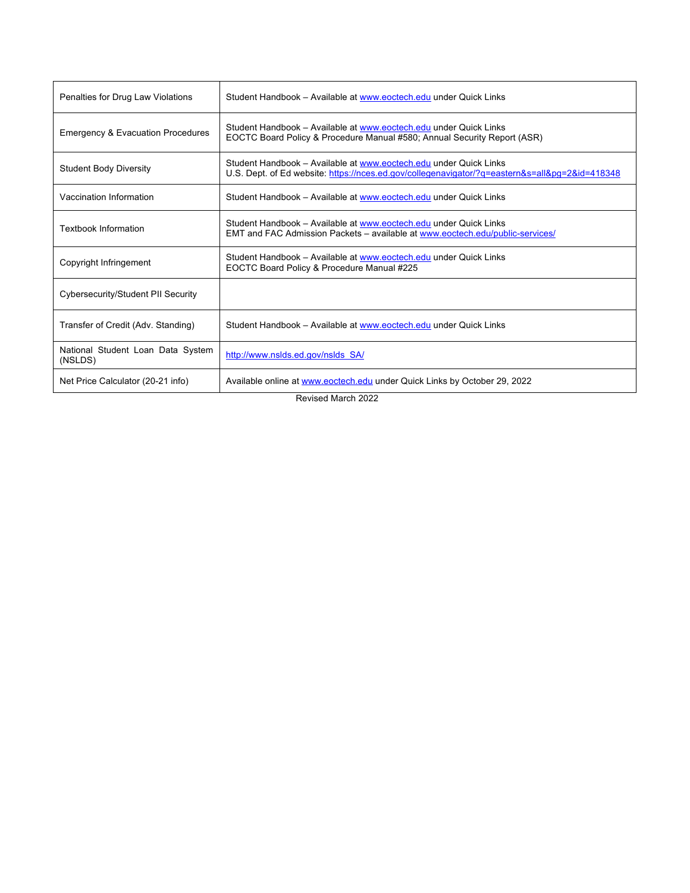| | |
|---|---|
| Penalties for Drug Law Violations | Student Handbook – Available at www.eoctech.edu under Quick Links |
| Emergency & Evacuation Procedures | Student Handbook – Available at www.eoctech.edu under Quick Links<br>EOCTC Board Policy & Procedure Manual #580; Annual Security Report (ASR) |
| Student Body Diversity | Student Handbook – Available at www.eoctech.edu under Quick Links<br>U.S. Dept. of Ed website: https://nces.ed.gov/collegenavigator/?q=eastern&s=all&pg=2&id=418348 |
| Vaccination Information | Student Handbook – Available at www.eoctech.edu under Quick Links |
| Textbook Information | Student Handbook – Available at www.eoctech.edu under Quick Links<br>EMT and FAC Admission Packets – available at www.eoctech.edu/public-services/ |
| Copyright Infringement | Student Handbook – Available at www.eoctech.edu under Quick Links<br>EOCTC Board Policy & Procedure Manual #225 |
| Cybersecurity/Student PII Security | |
| Transfer of Credit (Adv. Standing) | Student Handbook – Available at www.eoctech.edu under Quick Links |
| National Student Loan Data System (NSLDS) | http://www.nslds.ed.gov/nslds_SA/ |
| Net Price Calculator (20-21 info) | Available online at www.eoctech.edu under Quick Links by October 29, 2022 |

Revised March 2022